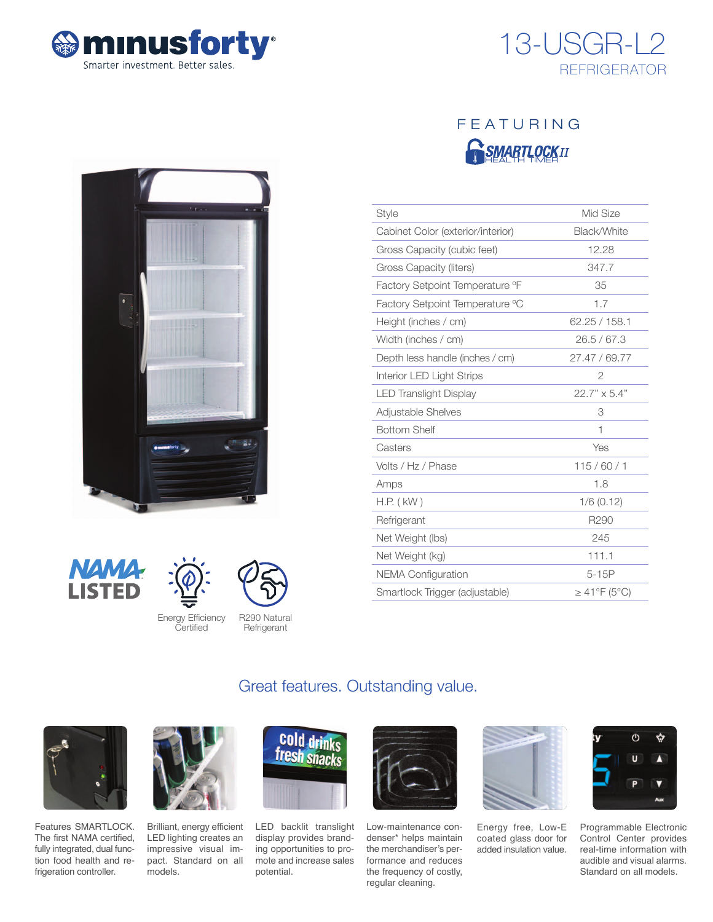# minusforty

Smarter investment. Better sales.

# 13-USGR-L2

## REFRIGERATOR

FEATURING

SMARTLOCK II HEALTH TIMER

| Style | Mid Size |
|---|---|
| Cabinet Color (exterior/interior) | Black/White |
| Gross Capacity (cubic feet) | 12.28 |
| Gross Capacity (liters) | 347.7 |
| Factory Setpoint Temperature °F | 35 |
| Factory Setpoint Temperature °C | 1.7 |
| Height (inches / cm) | 62.25 / 158.1 |
| Width (inches / cm) | 26.5 / 67.3 |
| Depth less handle (inches / cm) | 27.47 / 69.77 |
| Interior LED Light Strips | 2 |
| LED Translight Display | 22.7" x 5.4" |
| Adjustable Shelves | 3 |
| Bottom Shelf | 1 |
| Casters | Yes |
| Volts / Hz / Phase | 115 / 60 / 1 |
| Amps | 1.8 |
| H.P. ( kW ) | 1/6 (0.12) |
| Refrigerant | R290 |
| Net Weight (lbs) | 245 |
| Net Weight (kg) | 111.1 |
| NEMA Configuration | 5-15P |
| Smartlock Trigger (adjustable) | ≥ 41°F (5°C) |

NAMA LISTED

Energy Efficiency Certified

R290 Natural Refrigerant

## Great features. Outstanding value.

Features SMARTLOCK. The first NAMA certified, fully integrated, dual function food health and refrigeration controller.

Brilliant, energy efficient LED lighting creates an impressive visual impact. Standard on all models.

LED backlit translight display provides branding opportunities to promote the merchandiser and increase sales potential.

Low-maintenance condenser* helps maintain the merchandiser's performance and reduces the frequency of costly, regular cleaning.

Energy free, Low-E coated glass door for added insulation value.

Programmable Electronic Control Center provides real-time information with audible and visual alarms. Standard on all models.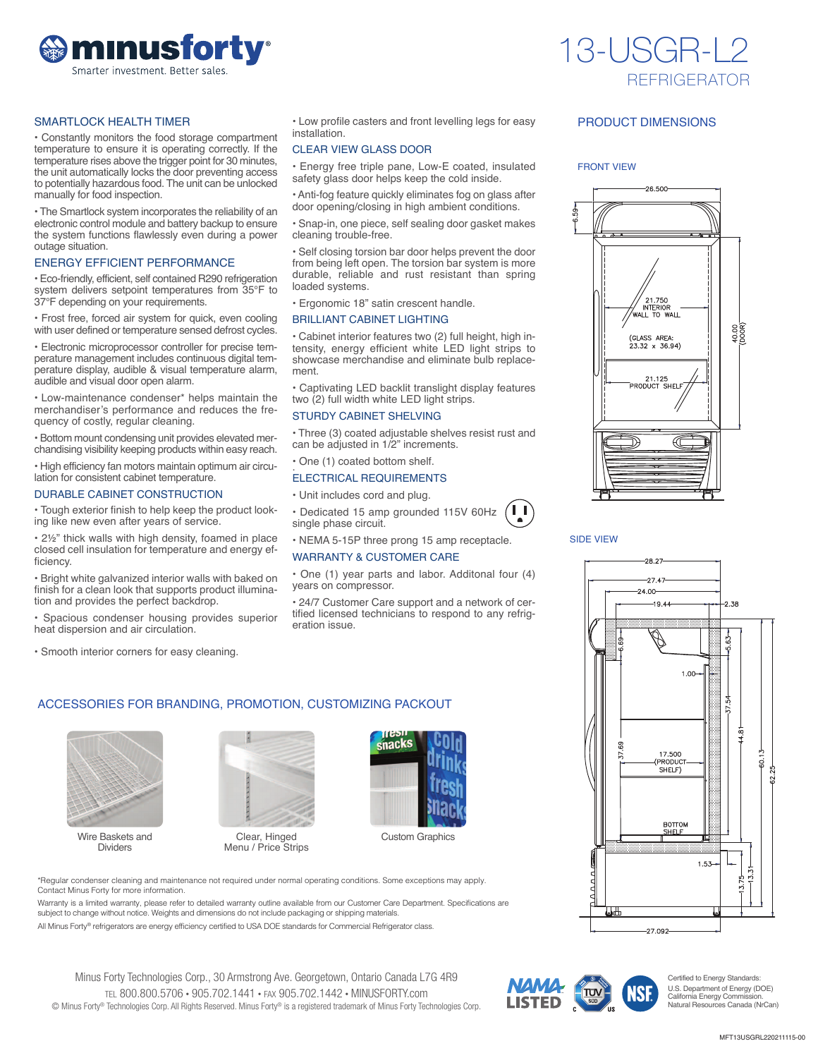# 13-USGR-L2

## REFRIGERATOR

minusforty® Smarter investment. Better sales.

### SMARTLOCK HEALTH TIMER

• Constantly monitors the food storage compartment temperature to ensure it is operating correctly. If the temperature rises above the trigger point for 30 minutes, the unit automatically locks the door preventing access to potentially hazardous food. The unit can be unlocked manually for food inspection.

• The Smartlock system incorporates the reliability of an electronic control module and battery backup to ensure the system functions flawlessly even during a power outage situation.

### ENERGY EFFICIENT PERFORMANCE

• Eco-friendly, efficient, self contained R290 refrigeration system delivers setpoint temperatures from 35°F to 37°F depending on your requirements.

• Frost free, forced air system for quick, even cooling with user defined or temperature sensed defrost cycles.

• Electronic microprocessor controller for precise temperature management includes continuous digital temperature display, audible & visual temperature alarm, audible and visual door open alarm.

• Low-maintenance condenser* helps maintain the merchandiser's performance and reduces the frequency of costly, regular cleaning.

• Bottom mount condensing unit provides elevated merchandising visibility keeping products within easy reach.

• High efficiency fan motors maintain optimum air circulation for consistent cabinet temperature.

### DURABLE CABINET CONSTRUCTION

• Tough exterior finish to help keep the product looking like new even after years of service.

• 2½" thick walls with high density, foamed in place closed cell insulation for temperature and energy efficiency.

• Bright white galvanized interior walls with baked on finish for a clean look that supports product illumination and provides the perfect backdrop.

• Spacious condenser housing provides superior heat dispersion and air circulation.

• Smooth interior corners for easy cleaning.

• Low profile casters and front levelling legs for easy installation.

### CLEAR VIEW GLASS DOOR

• Energy free triple pane, Low-E coated, insulated safety glass door helps keep the cold inside.

• Anti-fog feature quickly eliminates fog on glass after door opening/closing in high ambient conditions.

• Snap-in, one piece, self sealing door gasket makes cleaning trouble-free.

• Self closing torsion bar door helps prevent the door from being left open. The torsion bar system is more durable, reliable and rust resistant than spring loaded systems.

• Ergonomic 18" satin crescent handle.

### BRILLIANT CABINET LIGHTING

• Cabinet interior features two (2) full height, high intensity, energy efficient white LED light strips to showcase merchandise and eliminate bulb replacement.

• Captivating LED backlit translight display features two (2) full width white LED light strips.

### STURDY CABINET SHELVING

• Three (3) coated adjustable shelves resist rust and can be adjusted in 1/2" increments.

• One (1) coated bottom shelf.

### ELECTRICAL REQUIREMENTS

• Unit includes cord and plug.

• Dedicated 15 amp grounded 115V 60Hz single phase circuit.

• NEMA 5-15P three prong 15 amp receptacle.

### WARRANTY & CUSTOMER CARE

• One (1) year parts and labor. Additonal four (4) years on compressor.

• 24/7 Customer Care support and a network of certified licensed technicians to respond to any refrigeration issue.

### PRODUCT DIMENSIONS

FRONT VIEW

26.500
6.59
21.750 INTERIOR WALL TO WALL
(GLASS AREA: 23.32 x 36.94)
21.125 PRODUCT SHELF
40.00 (DOOR)

SIDE VIEW

28.27
27.47
24.00
19.44
2.38
6.69
5.63
1.00
37.54
44.81
60.13
62.25
37.69
17.500 (PRODUCT SHELF)
BOTTOM SHELF
1.53
13.75
13.31
27.092

### ACCESSORIES FOR BRANDING, PROMOTION, CUSTOMIZING PACKOUT

Wire Baskets and Dividers

Clear, Hinged Menu / Price Strips

Custom Graphics

*Regular condenser cleaning and maintenance not required under normal operating conditions. Some exceptions may apply. Contact Minus Forty for more information.

Warranty is a limited warranty, please refer to detailed warranty outline available from our Customer Care Department. Specifications are subject to change without notice. Weights and dimensions do not include packaging or shipping materials.

All Minus Forty® refrigerators are energy efficiency certified to USA DOE standards for Commercial Refrigerator class.

Minus Forty Technologies Corp., 30 Armstrong Ave. Georgetown, Ontario Canada L7G 4R9
TEL 800.800.5706 • 905.702.1441 • FAX 905.702.1442 • MINUSFORTY.com
© Minus Forty® Technologies Corp. All Rights Reserved. Minus Forty® is a registered trademark of Minus Forty Technologies Corp.

Certified to Energy Standards:
U.S. Department of Energy (DOE)
California Energy Commission.
Natural Resources Canada (NrCan)

MFT13USGRL220211115-00